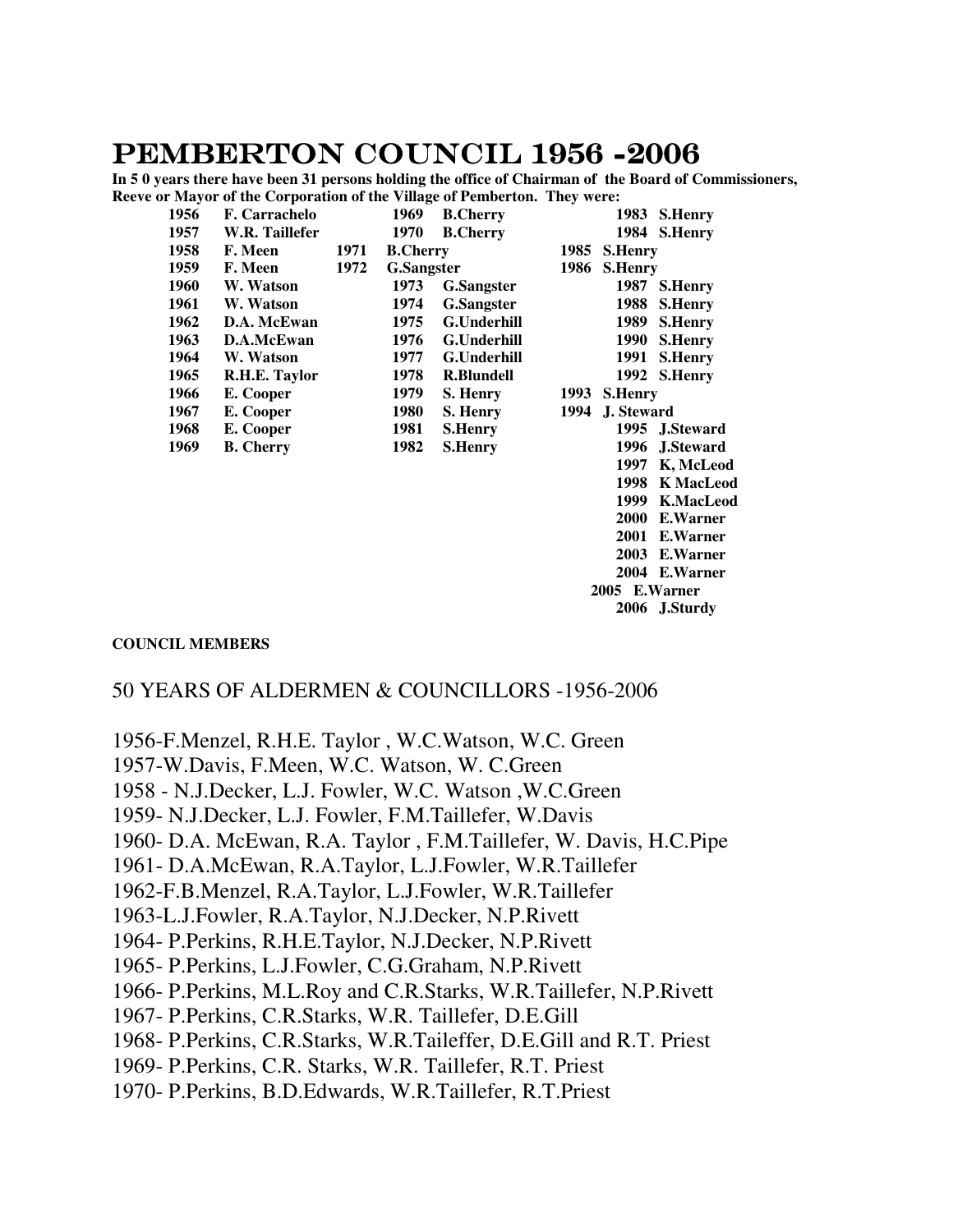# PEMBERTON COUNCIL 1956 -2006

**In 5 0 years there have been 31 persons holding the office of Chairman of the Board of Commissioners, Reeve or Mayor of the Corporation of the Village of Pemberton. They were:**

| | | | | | |
|---|---|---|---|---|---|
| **1956** | **F. Carrachelo** | **1969** | **B.Cherry** | **1983** | **S.Henry** |
| **1957** | **W.R. Taillefer** | **1970** | **B.Cherry** | **1984** | **S.Henry** |
| **1958** | **F. Meen** | **1971** | **B.Cherry** | **1985** | **S.Henry** |
| **1959** | **F. Meen** | **1972** | **G.Sangster** | **1986** | **S.Henry** |
| **1960** | **W. Watson** | **1973** | **G.Sangster** | **1987** | **S.Henry** |
| **1961** | **W. Watson** | **1974** | **G.Sangster** | **1988** | **S.Henry** |
| **1962** | **D.A. McEwan** | **1975** | **G.Underhill** | **1989** | **S.Henry** |
| **1963** | **D.A.McEwan** | **1976** | **G.Underhill** | **1990** | **S.Henry** |
| **1964** | **W. Watson** | **1977** | **G.Underhill** | **1991** | **S.Henry** |
| **1965** | **R.H.E. Taylor** | **1978** | **R.Blundell** | **1992** | **S.Henry** |
| **1966** | **E. Cooper** | **1979** | **S. Henry** | **1993** | **S.Henry** |
| **1967** | **E. Cooper** | **1980** | **S. Henry** | **1994** | **J. Steward** |
| **1968** | **E. Cooper** | **1981** | **S.Henry** | **1995** | **J.Steward** |
| **1969** | **B. Cherry** | **1982** | **S.Henry** | **1996** | **J.Steward** |
| | | | | **1997** | **K, McLeod** |
| | | | | **1998** | **K MacLeod** |
| | | | | **1999** | **K.MacLeod** |
| | | | | **2000** | **E.Warner** |
| | | | | **2001** | **E.Warner** |
| | | | | **2003** | **E.Warner** |
| | | | | **2004** | **E.Warner** |
| | | | | **2005** | **E.Warner** |
| | | | | **2006** | **J.Sturdy** |

**COUNCIL MEMBERS**

50 YEARS OF ALDERMEN & COUNCILLORS -1956-2006

1956-F.Menzel, R.H.E. Taylor , W.C.Watson, W.C. Green
1957-W.Davis, F.Meen, W.C. Watson, W. C.Green
1958 - N.J.Decker, L.J. Fowler, W.C. Watson ,W.C.Green
1959- N.J.Decker, L.J. Fowler, F.M.Taillefer, W.Davis
1960- D.A. McEwan, R.A. Taylor , F.M.Taillefer, W. Davis, H.C.Pipe
1961- D.A.McEwan, R.A.Taylor, L.J.Fowler, W.R.Taillefer
1962-F.B.Menzel, R.A.Taylor, L.J.Fowler, W.R.Taillefer
1963-L.J.Fowler, R.A.Taylor, N.J.Decker, N.P.Rivett
1964- P.Perkins, R.H.E.Taylor, N.J.Decker, N.P.Rivett
1965- P.Perkins, L.J.Fowler, C.G.Graham, N.P.Rivett
1966- P.Perkins, M.L.Roy and C.R.Starks, W.R.Taillefer, N.P.Rivett
1967- P.Perkins, C.R.Starks, W.R. Taillefer, D.E.Gill
1968- P.Perkins, C.R.Starks, W.R.Taileffer, D.E.Gill and R.T. Priest
1969- P.Perkins, C.R. Starks, W.R. Taillefer, R.T. Priest
1970- P.Perkins, B.D.Edwards, W.R.Taillefer, R.T.Priest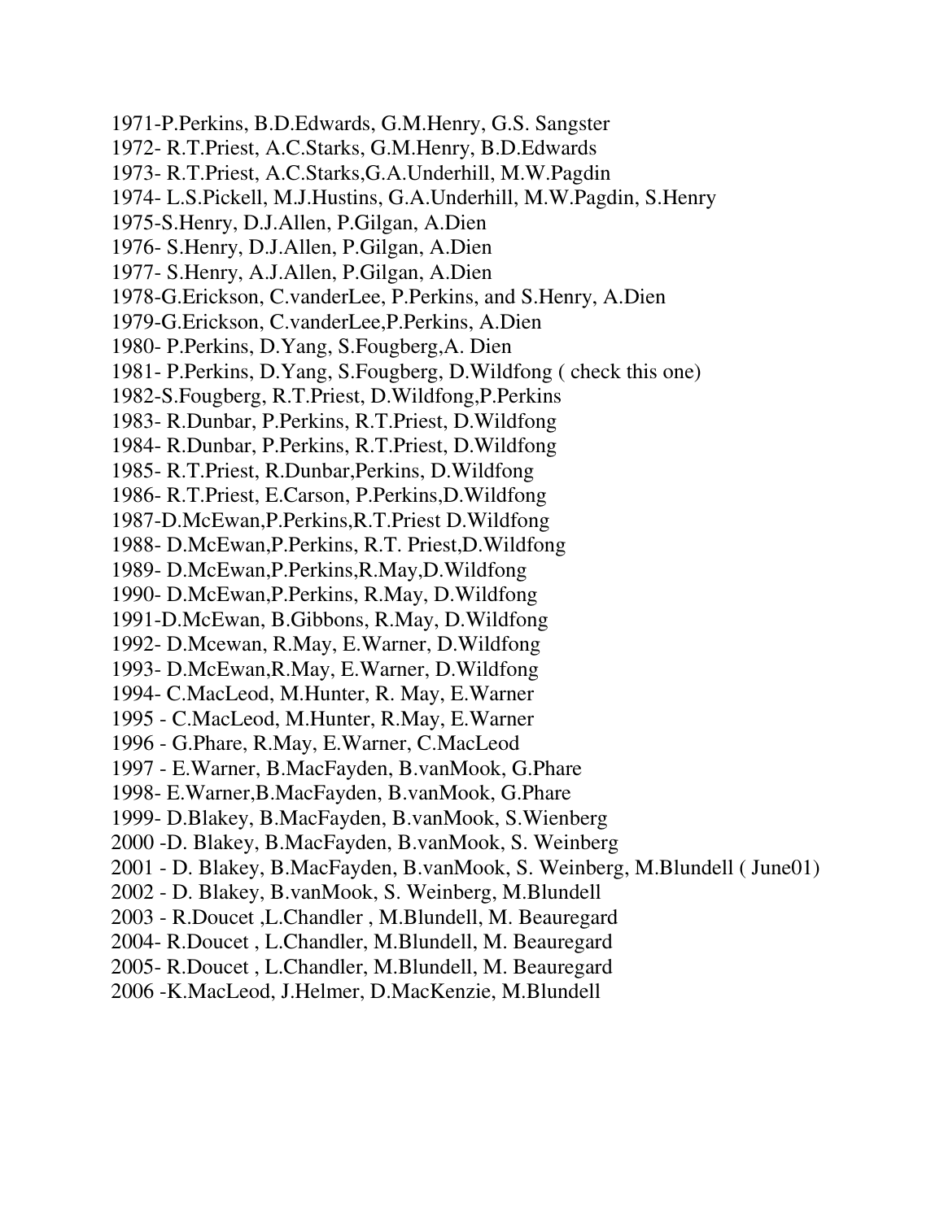1971-P.Perkins, B.D.Edwards, G.M.Henry, G.S. Sangster
1972- R.T.Priest, A.C.Starks, G.M.Henry, B.D.Edwards
1973- R.T.Priest, A.C.Starks,G.A.Underhill, M.W.Pagdin
1974- L.S.Pickell, M.J.Hustins, G.A.Underhill, M.W.Pagdin, S.Henry
1975-S.Henry, D.J.Allen, P.Gilgan, A.Dien
1976- S.Henry, D.J.Allen, P.Gilgan, A.Dien
1977- S.Henry, A.J.Allen, P.Gilgan, A.Dien
1978-G.Erickson, C.vanderLee, P.Perkins, and S.Henry, A.Dien
1979-G.Erickson, C.vanderLee,P.Perkins, A.Dien
1980- P.Perkins, D.Yang, S.Fougberg,A. Dien
1981- P.Perkins, D.Yang, S.Fougberg, D.Wildfong ( check this one)
1982-S.Fougberg, R.T.Priest, D.Wildfong,P.Perkins
1983- R.Dunbar, P.Perkins, R.T.Priest, D.Wildfong
1984- R.Dunbar, P.Perkins, R.T.Priest, D.Wildfong
1985- R.T.Priest, R.Dunbar,Perkins, D.Wildfong
1986- R.T.Priest, E.Carson, P.Perkins,D.Wildfong
1987-D.McEwan,P.Perkins,R.T.Priest D.Wildfong
1988- D.McEwan,P.Perkins, R.T. Priest,D.Wildfong
1989- D.McEwan,P.Perkins,R.May,D.Wildfong
1990- D.McEwan,P.Perkins, R.May, D.Wildfong
1991-D.McEwan, B.Gibbons, R.May, D.Wildfong
1992- D.Mcewan, R.May, E.Warner, D.Wildfong
1993- D.McEwan,R.May, E.Warner, D.Wildfong
1994- C.MacLeod, M.Hunter, R. May, E.Warner
1995 - C.MacLeod, M.Hunter, R.May, E.Warner
1996 - G.Phare, R.May, E.Warner, C.MacLeod
1997 - E.Warner, B.MacFayden, B.vanMook, G.Phare
1998- E.Warner,B.MacFayden, B.vanMook, G.Phare
1999- D.Blakey, B.MacFayden, B.vanMook, S.Wienberg
2000 -D. Blakey, B.MacFayden, B.vanMook, S. Weinberg
2001 - D. Blakey, B.MacFayden, B.vanMook, S. Weinberg, M.Blundell ( June01)
2002 - D. Blakey, B.vanMook, S. Weinberg, M.Blundell
2003 - R.Doucet ,L.Chandler , M.Blundell, M. Beauregard
2004- R.Doucet , L.Chandler, M.Blundell, M. Beauregard
2005- R.Doucet , L.Chandler, M.Blundell, M. Beauregard
2006 -K.MacLeod, J.Helmer, D.MacKenzie, M.Blundell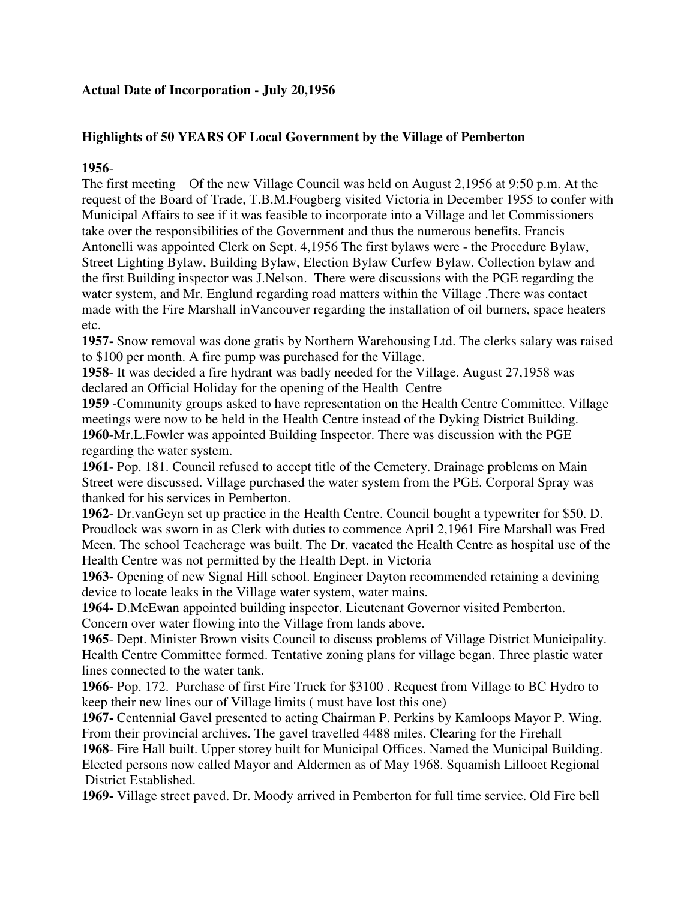**Actual Date of Incorporation - July 20,1956**

**Highlights of 50 YEARS OF Local Government by the Village of Pemberton**

**1956**-
The first meeting Of the new Village Council was held on August 2,1956 at 9:50 p.m. At the request of the Board of Trade, T.B.M.Fougberg visited Victoria in December 1955 to confer with Municipal Affairs to see if it was feasible to incorporate into a Village and let Commissioners take over the responsibilities of the Government and thus the numerous benefits. Francis Antonelli was appointed Clerk on Sept. 4,1956 The first bylaws were - the Procedure Bylaw, Street Lighting Bylaw, Building Bylaw, Election Bylaw Curfew Bylaw. Collection bylaw and the first Building inspector was J.Nelson. There were discussions with the PGE regarding the water system, and Mr. Englund regarding road matters within the Village .There was contact made with the Fire Marshall inVancouver regarding the installation of oil burners, space heaters etc.

**1957-** Snow removal was done gratis by Northern Warehousing Ltd. The clerks salary was raised to $100 per month. A fire pump was purchased for the Village.

**1958**- It was decided a fire hydrant was badly needed for the Village. August 27,1958 was declared an Official Holiday for the opening of the Health Centre

**1959** -Community groups asked to have representation on the Health Centre Committee. Village meetings were now to be held in the Health Centre instead of the Dyking District Building.

**1960**-Mr.L.Fowler was appointed Building Inspector. There was discussion with the PGE regarding the water system.

**1961**- Pop. 181. Council refused to accept title of the Cemetery. Drainage problems on Main Street were discussed. Village purchased the water system from the PGE. Corporal Spray was thanked for his services in Pemberton.

**1962**- Dr.vanGeyn set up practice in the Health Centre. Council bought a typewriter for $50. D. Proudlock was sworn in as Clerk with duties to commence April 2,1961 Fire Marshall was Fred Meen. The school Teacherage was built. The Dr. vacated the Health Centre as hospital use of the Health Centre was not permitted by the Health Dept. in Victoria

**1963-** Opening of new Signal Hill school. Engineer Dayton recommended retaining a devining device to locate leaks in the Village water system, water mains.

**1964-** D.McEwan appointed building inspector. Lieutenant Governor visited Pemberton. Concern over water flowing into the Village from lands above.

**1965**- Dept. Minister Brown visits Council to discuss problems of Village District Municipality. Health Centre Committee formed. Tentative zoning plans for village began. Three plastic water lines connected to the water tank.

**1966**- Pop. 172. Purchase of first Fire Truck for $3100 . Request from Village to BC Hydro to keep their new lines our of Village limits ( must have lost this one)

**1967-** Centennial Gavel presented to acting Chairman P. Perkins by Kamloops Mayor P. Wing. From their provincial archives. The gavel travelled 4488 miles. Clearing for the Firehall

**1968**- Fire Hall built. Upper storey built for Municipal Offices. Named the Municipal Building. Elected persons now called Mayor and Aldermen as of May 1968. Squamish Lillooet Regional District Established.

**1969-** Village street paved. Dr. Moody arrived in Pemberton for full time service. Old Fire bell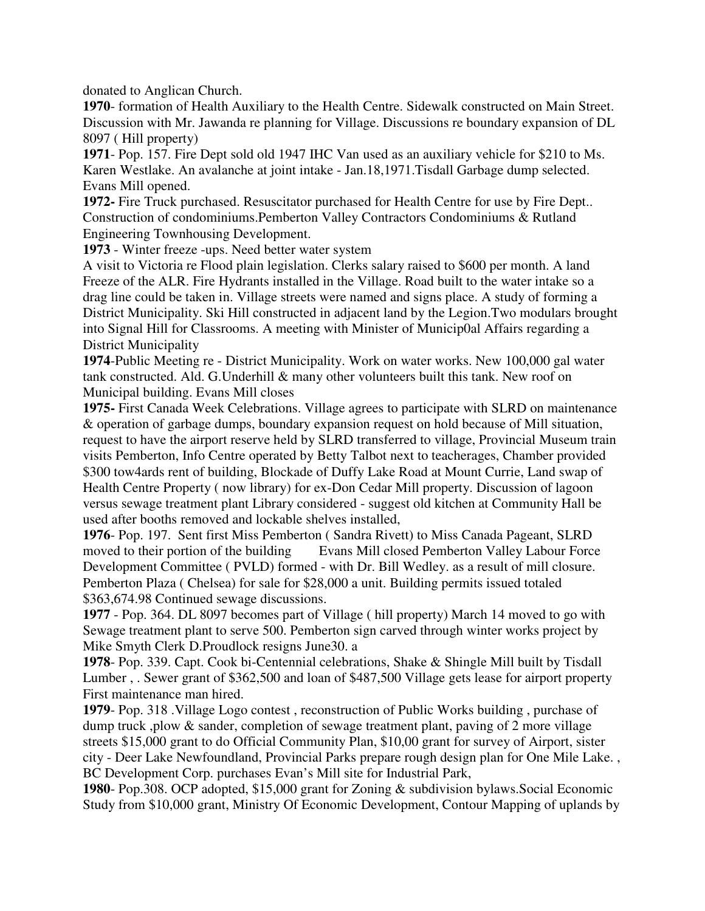donated to Anglican Church.

**1970**- formation of Health Auxiliary to the Health Centre. Sidewalk constructed on Main Street. Discussion with Mr. Jawanda re planning for Village. Discussions re boundary expansion of DL 8097 ( Hill property)

**1971**- Pop. 157. Fire Dept sold old 1947 IHC Van used as an auxiliary vehicle for $210 to Ms. Karen Westlake. An avalanche at joint intake - Jan.18,1971.Tisdall Garbage dump selected. Evans Mill opened.

**1972-** Fire Truck purchased. Resuscitator purchased for Health Centre for use by Fire Dept.. Construction of condominiums.Pemberton Valley Contractors Condominiums & Rutland Engineering Townhousing Development.

**1973** - Winter freeze -ups. Need better water system
A visit to Victoria re Flood plain legislation. Clerks salary raised to $600 per month. A land Freeze of the ALR. Fire Hydrants installed in the Village. Road built to the water intake so a drag line could be taken in. Village streets were named and signs place. A study of forming a District Municipality. Ski Hill constructed in adjacent land by the Legion.Two modulars brought into Signal Hill for Classrooms. A meeting with Minister of Municip0al Affairs regarding a District Municipality

**1974**-Public Meeting re - District Municipality. Work on water works. New 100,000 gal water tank constructed. Ald. G.Underhill & many other volunteers built this tank. New roof on Municipal building. Evans Mill closes

**1975-** First Canada Week Celebrations. Village agrees to participate with SLRD on maintenance & operation of garbage dumps, boundary expansion request on hold because of Mill situation, request to have the airport reserve held by SLRD transferred to village, Provincial Museum train visits Pemberton, Info Centre operated by Betty Talbot next to teacherages, Chamber provided $300 tow4ards rent of building, Blockade of Duffy Lake Road at Mount Currie, Land swap of Health Centre Property ( now library) for ex-Don Cedar Mill property. Discussion of lagoon versus sewage treatment plant Library considered - suggest old kitchen at Community Hall be used after booths removed and lockable shelves installed,

**1976**- Pop. 197. Sent first Miss Pemberton ( Sandra Rivett) to Miss Canada Pageant, SLRD moved to their portion of the building Evans Mill closed Pemberton Valley Labour Force Development Committee ( PVLD) formed - with Dr. Bill Wedley. as a result of mill closure. Pemberton Plaza ( Chelsea) for sale for $28,000 a unit. Building permits issued totaled $363,674.98 Continued sewage discussions.

**1977** - Pop. 364. DL 8097 becomes part of Village ( hill property) March 14 moved to go with Sewage treatment plant to serve 500. Pemberton sign carved through winter works project by Mike Smyth Clerk D.Proudlock resigns June30. a

**1978**- Pop. 339. Capt. Cook bi-Centennial celebrations, Shake & Shingle Mill built by Tisdall Lumber , . Sewer grant of $362,500 and loan of $487,500 Village gets lease for airport property First maintenance man hired.

**1979**- Pop. 318 .Village Logo contest , reconstruction of Public Works building , purchase of dump truck ,plow & sander, completion of sewage treatment plant, paving of 2 more village streets $15,000 grant to do Official Community Plan, $10,00 grant for survey of Airport, sister city - Deer Lake Newfoundland, Provincial Parks prepare rough design plan for One Mile Lake. , BC Development Corp. purchases Evan's Mill site for Industrial Park,

**1980**- Pop.308. OCP adopted, $15,000 grant for Zoning & subdivision bylaws.Social Economic Study from $10,000 grant, Ministry Of Economic Development, Contour Mapping of uplands by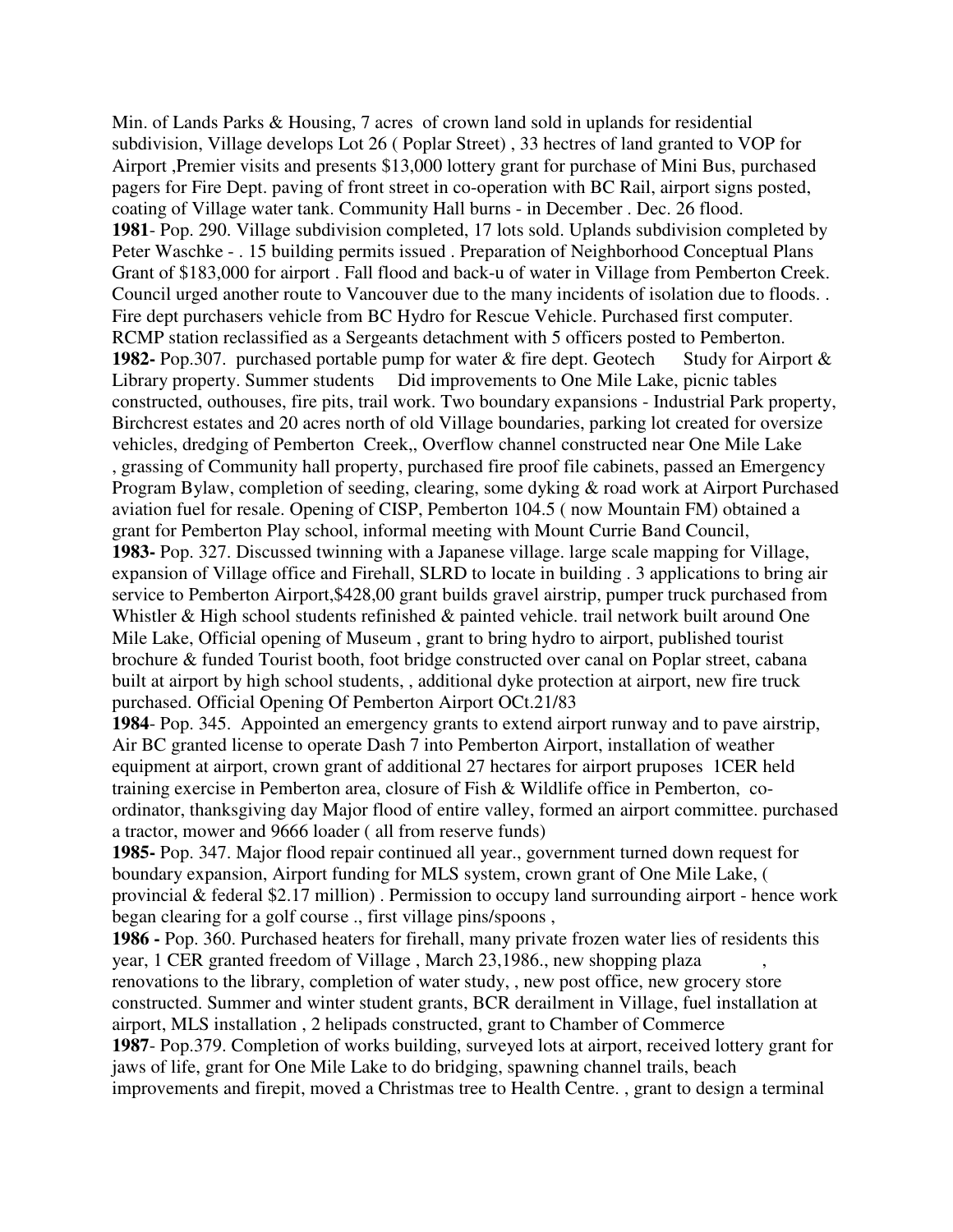Min. of Lands Parks & Housing, 7 acres of crown land sold in uplands for residential subdivision, Village develops Lot 26 ( Poplar Street) , 33 hectres of land granted to VOP for Airport ,Premier visits and presents $13,000 lottery grant for purchase of Mini Bus, purchased pagers for Fire Dept. paving of front street in co-operation with BC Rail, airport signs posted, coating of Village water tank. Community Hall burns - in December . Dec. 26 flood.

**1981**- Pop. 290. Village subdivision completed, 17 lots sold. Uplands subdivision completed by Peter Waschke - . 15 building permits issued . Preparation of Neighborhood Conceptual Plans Grant of $183,000 for airport . Fall flood and back-u of water in Village from Pemberton Creek. Council urged another route to Vancouver due to the many incidents of isolation due to floods. . Fire dept purchasers vehicle from BC Hydro for Rescue Vehicle. Purchased first computer. RCMP station reclassified as a Sergeants detachment with 5 officers posted to Pemberton.

**1982-** Pop.307. purchased portable pump for water & fire dept. Geotech Study for Airport & Library property. Summer students Did improvements to One Mile Lake, picnic tables constructed, outhouses, fire pits, trail work. Two boundary expansions - Industrial Park property, Birchcrest estates and 20 acres north of old Village boundaries, parking lot created for oversize vehicles, dredging of Pemberton Creek,, Overflow channel constructed near One Mile Lake , grassing of Community hall property, purchased fire proof file cabinets, passed an Emergency Program Bylaw, completion of seeding, clearing, some dyking & road work at Airport Purchased aviation fuel for resale. Opening of CISP, Pemberton 104.5 ( now Mountain FM) obtained a grant for Pemberton Play school, informal meeting with Mount Currie Band Council,

**1983-** Pop. 327. Discussed twinning with a Japanese village. large scale mapping for Village, expansion of Village office and Firehall, SLRD to locate in building . 3 applications to bring air service to Pemberton Airport,$428,00 grant builds gravel airstrip, pumper truck purchased from Whistler & High school students refinished & painted vehicle. trail network built around One Mile Lake, Official opening of Museum , grant to bring hydro to airport, published tourist brochure & funded Tourist booth, foot bridge constructed over canal on Poplar street, cabana built at airport by high school students, , additional dyke protection at airport, new fire truck purchased. Official Opening Of Pemberton Airport OCt.21/83

**1984**- Pop. 345. Appointed an emergency grants to extend airport runway and to pave airstrip, Air BC granted license to operate Dash 7 into Pemberton Airport, installation of weather equipment at airport, crown grant of additional 27 hectares for airport pruposes 1CER held training exercise in Pemberton area, closure of Fish & Wildlife office in Pemberton, co-ordinator, thanksgiving day Major flood of entire valley, formed an airport committee. purchased a tractor, mower and 9666 loader ( all from reserve funds)

**1985-** Pop. 347. Major flood repair continued all year., government turned down request for boundary expansion, Airport funding for MLS system, crown grant of One Mile Lake, ( provincial & federal $2.17 million) . Permission to occupy land surrounding airport - hence work began clearing for a golf course ., first village pins/spoons ,

**1986 -** Pop. 360. Purchased heaters for firehall, many private frozen water lies of residents this year, 1 CER granted freedom of Village , March 23,1986., new shopping plaza , renovations to the library, completion of water study, , new post office, new grocery store constructed. Summer and winter student grants, BCR derailment in Village, fuel installation at airport, MLS installation , 2 helipads constructed, grant to Chamber of Commerce

**1987**- Pop.379. Completion of works building, surveyed lots at airport, received lottery grant for jaws of life, grant for One Mile Lake to do bridging, spawning channel trails, beach improvements and firepit, moved a Christmas tree to Health Centre. , grant to design a terminal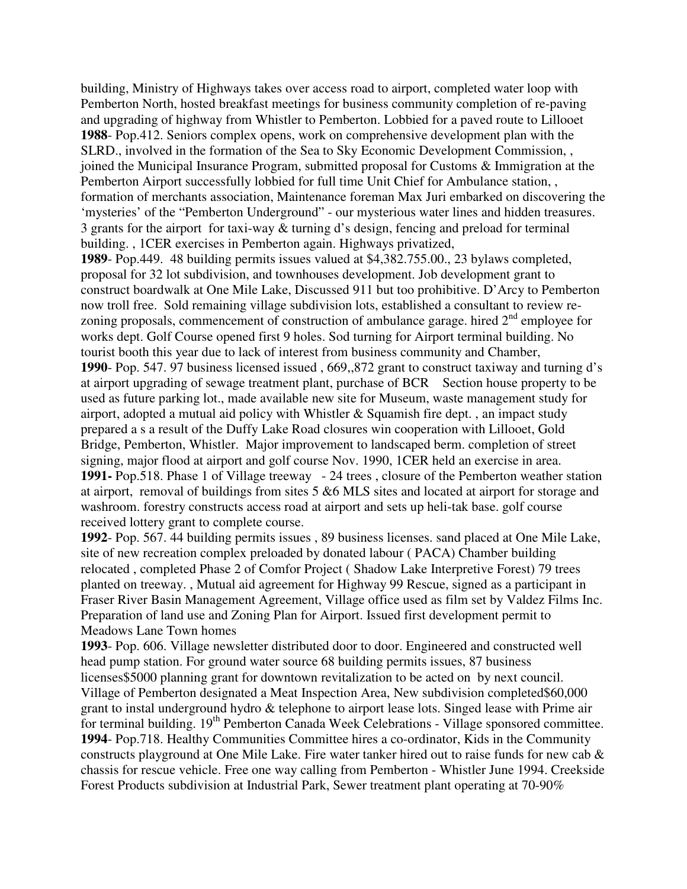building, Ministry of Highways takes over access road to airport, completed water loop with Pemberton North, hosted breakfast meetings for business community completion of re-paving and upgrading of highway from Whistler to Pemberton. Lobbied for a paved route to Lillooet

**1988**- Pop.412. Seniors complex opens, work on comprehensive development plan with the SLRD., involved in the formation of the Sea to Sky Economic Development Commission, , joined the Municipal Insurance Program, submitted proposal for Customs & Immigration at the Pemberton Airport successfully lobbied for full time Unit Chief for Ambulance station, , formation of merchants association, Maintenance foreman Max Juri embarked on discovering the 'mysteries' of the "Pemberton Underground" - our mysterious water lines and hidden treasures. 3 grants for the airport for taxi-way & turning d's design, fencing and preload for terminal building. , 1CER exercises in Pemberton again. Highways privatized,

**1989**- Pop.449. 48 building permits issues valued at $4,382.755.00., 23 bylaws completed, proposal for 32 lot subdivision, and townhouses development. Job development grant to construct boardwalk at One Mile Lake, Discussed 911 but too prohibitive. D'Arcy to Pemberton now troll free. Sold remaining village subdivision lots, established a consultant to review re-zoning proposals, commencement of construction of ambulance garage. hired 2nd employee for works dept. Golf Course opened first 9 holes. Sod turning for Airport terminal building. No tourist booth this year due to lack of interest from business community and Chamber,

**1990**- Pop. 547. 97 business licensed issued , 669,,872 grant to construct taxiway and turning d's at airport upgrading of sewage treatment plant, purchase of BCR Section house property to be used as future parking lot., made available new site for Museum, waste management study for airport, adopted a mutual aid policy with Whistler & Squamish fire dept. , an impact study prepared a s a result of the Duffy Lake Road closures win cooperation with Lillooet, Gold Bridge, Pemberton, Whistler. Major improvement to landscaped berm. completion of street signing, major flood at airport and golf course Nov. 1990, 1CER held an exercise in area.

**1991-** Pop.518. Phase 1 of Village treeway - 24 trees , closure of the Pemberton weather station at airport, removal of buildings from sites 5 &6 MLS sites and located at airport for storage and washroom. forestry constructs access road at airport and sets up heli-tak base. golf course received lottery grant to complete course.

**1992**- Pop. 567. 44 building permits issues , 89 business licenses. sand placed at One Mile Lake, site of new recreation complex preloaded by donated labour ( PACA) Chamber building relocated , completed Phase 2 of Comfor Project ( Shadow Lake Interpretive Forest) 79 trees planted on treeway. , Mutual aid agreement for Highway 99 Rescue, signed as a participant in Fraser River Basin Management Agreement, Village office used as film set by Valdez Films Inc. Preparation of land use and Zoning Plan for Airport. Issued first development permit to Meadows Lane Town homes

**1993**- Pop. 606. Village newsletter distributed door to door. Engineered and constructed well head pump station. For ground water source 68 building permits issues, 87 business licenses$5000 planning grant for downtown revitalization to be acted on by next council. Village of Pemberton designated a Meat Inspection Area, New subdivision completed$60,000 grant to instal underground hydro & telephone to airport lease lots. Singed lease with Prime air for terminal building. 19th Pemberton Canada Week Celebrations - Village sponsored committee.

**1994**- Pop.718. Healthy Communities Committee hires a co-ordinator, Kids in the Community constructs playground at One Mile Lake. Fire water tanker hired out to raise funds for new cab & chassis for rescue vehicle. Free one way calling from Pemberton - Whistler June 1994. Creekside Forest Products subdivision at Industrial Park, Sewer treatment plant operating at 70-90%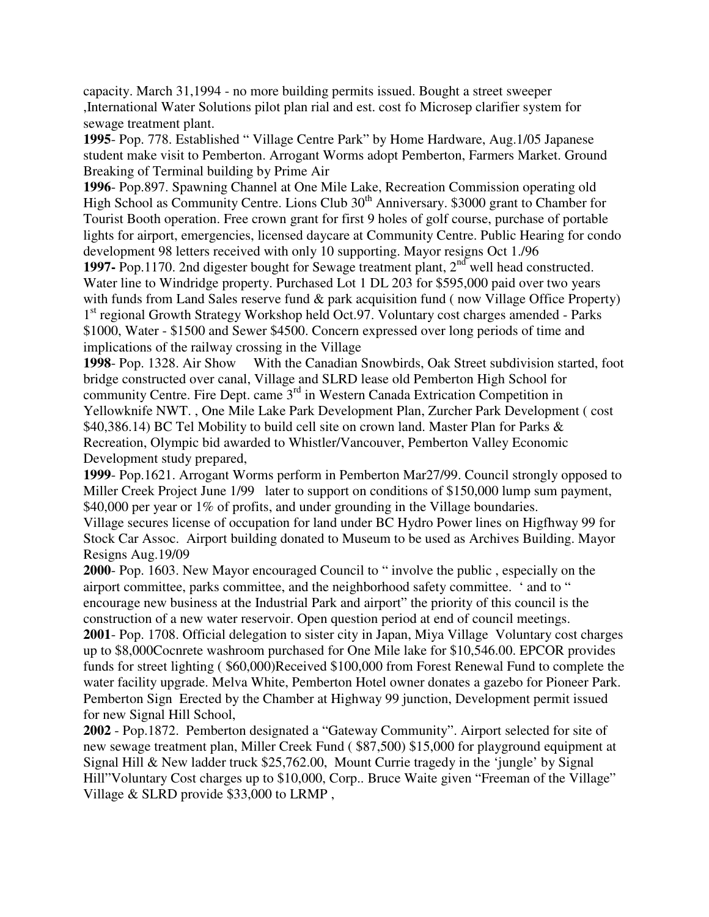capacity. March 31,1994 - no more building permits issued. Bought a street sweeper ,International Water Solutions pilot plan rial and est. cost fo Microsep clarifier system for sewage treatment plant.

**1995**- Pop. 778. Established " Village Centre Park" by Home Hardware, Aug.1/05 Japanese student make visit to Pemberton. Arrogant Worms adopt Pemberton, Farmers Market. Ground Breaking of Terminal building by Prime Air

**1996**- Pop.897. Spawning Channel at One Mile Lake, Recreation Commission operating old High School as Community Centre. Lions Club 30th Anniversary. $3000 grant to Chamber for Tourist Booth operation. Free crown grant for first 9 holes of golf course, purchase of portable lights for airport, emergencies, licensed daycare at Community Centre. Public Hearing for condo development 98 letters received with only 10 supporting. Mayor resigns Oct 1./96

**1997-** Pop.1170. 2nd digester bought for Sewage treatment plant, 2nd well head constructed. Water line to Windridge property. Purchased Lot 1 DL 203 for $595,000 paid over two years with funds from Land Sales reserve fund & park acquisition fund ( now Village Office Property) 1st regional Growth Strategy Workshop held Oct.97. Voluntary cost charges amended - Parks $1000, Water - $1500 and Sewer $4500. Concern expressed over long periods of time and implications of the railway crossing in the Village

**1998**- Pop. 1328. Air Show With the Canadian Snowbirds, Oak Street subdivision started, foot bridge constructed over canal, Village and SLRD lease old Pemberton High School for community Centre. Fire Dept. came 3rd in Western Canada Extrication Competition in Yellowknife NWT. , One Mile Lake Park Development Plan, Zurcher Park Development ( cost $40,386.14) BC Tel Mobility to build cell site on crown land. Master Plan for Parks & Recreation, Olympic bid awarded to Whistler/Vancouver, Pemberton Valley Economic Development study prepared,

**1999**- Pop.1621. Arrogant Worms perform in Pemberton Mar27/99. Council strongly opposed to Miller Creek Project June 1/99 later to support on conditions of $150,000 lump sum payment, $40,000 per year or 1% of profits, and under grounding in the Village boundaries.
Village secures license of occupation for land under BC Hydro Power lines on Higfhway 99 for Stock Car Assoc. Airport building donated to Museum to be used as Archives Building. Mayor Resigns Aug.19/09

**2000**- Pop. 1603. New Mayor encouraged Council to " involve the public , especially on the airport committee, parks committee, and the neighborhood safety committee. ' and to " encourage new business at the Industrial Park and airport" the priority of this council is the construction of a new water reservoir. Open question period at end of council meetings.

**2001**- Pop. 1708. Official delegation to sister city in Japan, Miya Village Voluntary cost charges up to $8,000Cocnrete washroom purchased for One Mile lake for $10,546.00. EPCOR provides funds for street lighting ( $60,000)Received $100,000 from Forest Renewal Fund to complete the water facility upgrade. Melva White, Pemberton Hotel owner donates a gazebo for Pioneer Park. Pemberton Sign Erected by the Chamber at Highway 99 junction, Development permit issued for new Signal Hill School,

**2002** - Pop.1872. Pemberton designated a "Gateway Community". Airport selected for site of new sewage treatment plan, Miller Creek Fund ( $87,500) $15,000 for playground equipment at Signal Hill & New ladder truck $25,762.00, Mount Currie tragedy in the 'jungle' by Signal Hill"Voluntary Cost charges up to $10,000, Corp.. Bruce Waite given "Freeman of the Village" Village & SLRD provide $33,000 to LRMP ,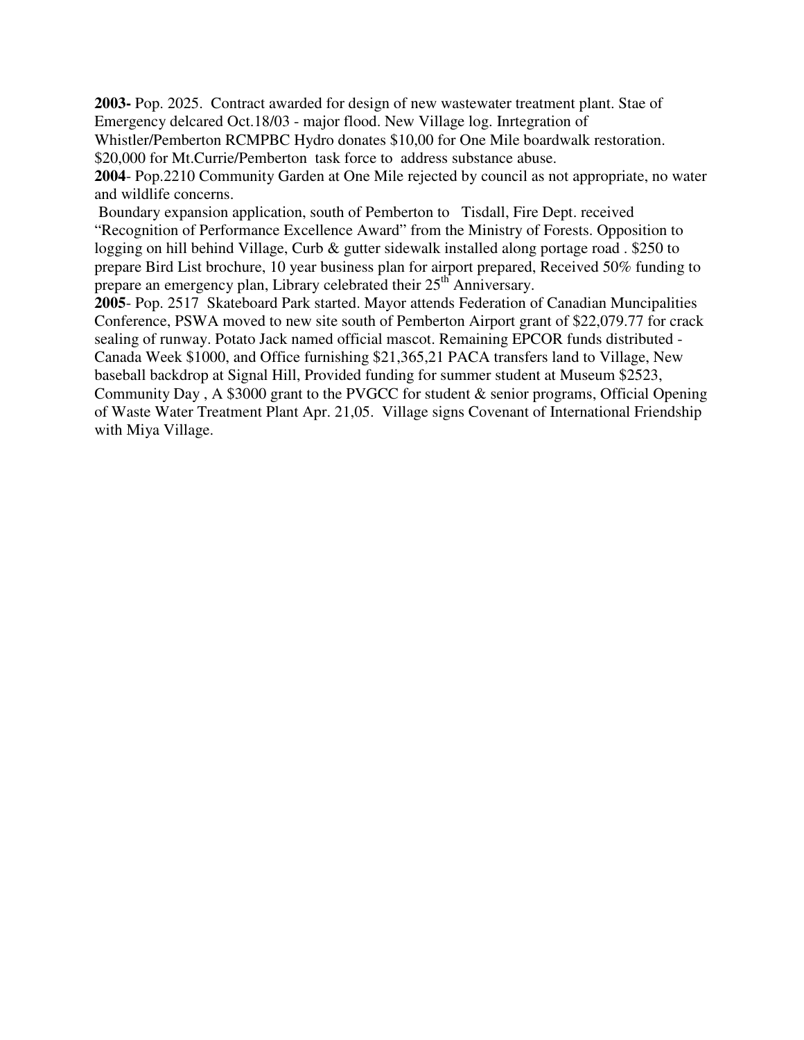**2003-** Pop. 2025. Contract awarded for design of new wastewater treatment plant. Stae of Emergency delcared Oct.18/03 - major flood. New Village log. Inrtegration of Whistler/Pemberton RCMPBC Hydro donates $10,00 for One Mile boardwalk restoration. $20,000 for Mt.Currie/Pemberton task force to address substance abuse.

**2004**- Pop.2210 Community Garden at One Mile rejected by council as not appropriate, no water and wildlife concerns.

Boundary expansion application, south of Pemberton to Tisdall, Fire Dept. received "Recognition of Performance Excellence Award" from the Ministry of Forests. Opposition to logging on hill behind Village, Curb & gutter sidewalk installed along portage road . $250 to prepare Bird List brochure, 10 year business plan for airport prepared, Received 50% funding to prepare an emergency plan, Library celebrated their 25th Anniversary.

**2005**- Pop. 2517 Skateboard Park started. Mayor attends Federation of Canadian Muncipalities Conference, PSWA moved to new site south of Pemberton Airport grant of $22,079.77 for crack sealing of runway. Potato Jack named official mascot. Remaining EPCOR funds distributed - Canada Week $1000, and Office furnishing $21,365,21 PACA transfers land to Village, New baseball backdrop at Signal Hill, Provided funding for summer student at Museum $2523, Community Day , A $3000 grant to the PVGCC for student & senior programs, Official Opening of Waste Water Treatment Plant Apr. 21,05. Village signs Covenant of International Friendship with Miya Village.